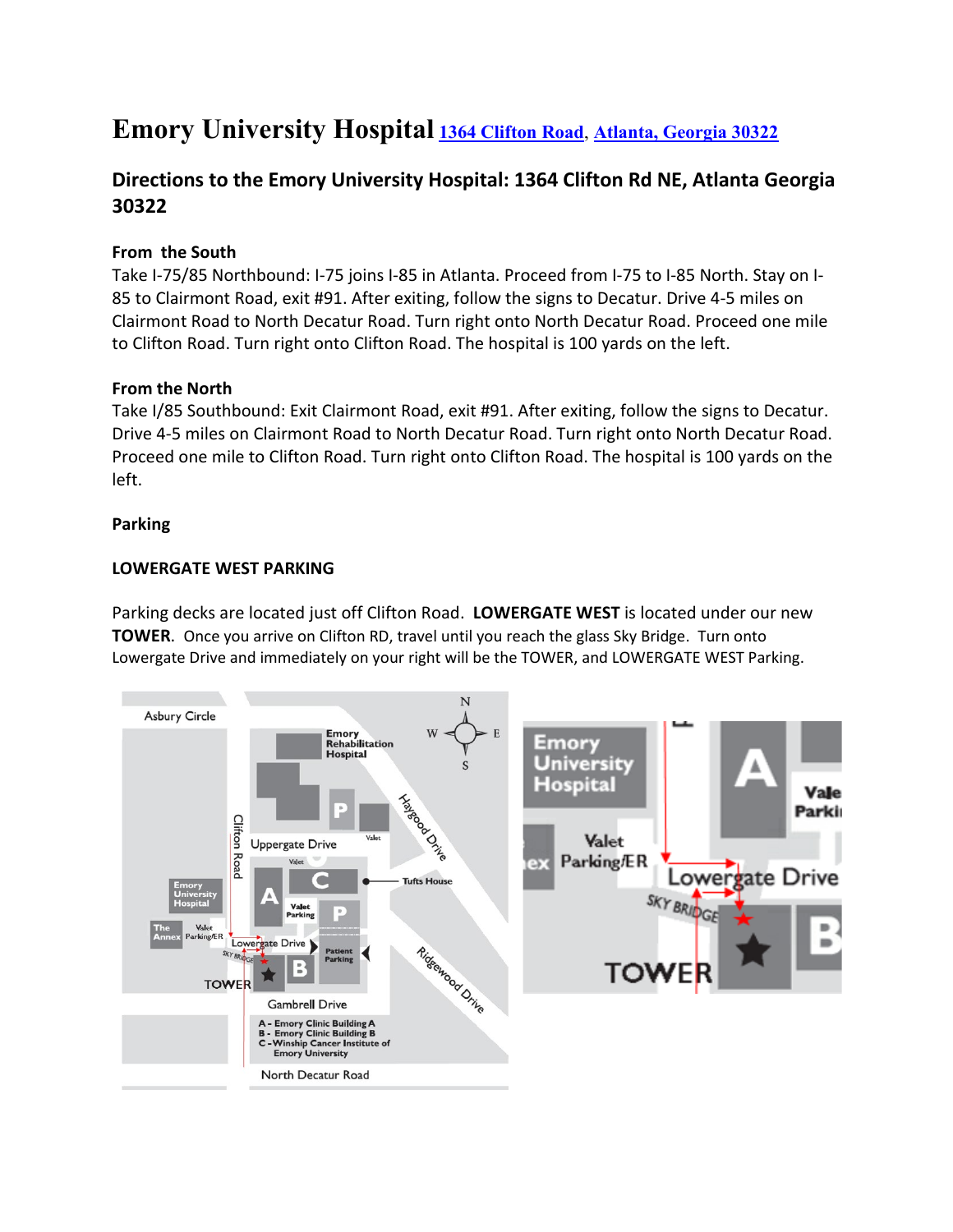# Emory University Hospital [1364 Clifton Road, Atlanta, Georgia 30322]

## Directions to the Emory University Hospital: 1364 Clifton Rd NE, Atlanta Georgia 30322

### From the South

Take I-75/85 Northbound: I-75 joins I-85 in Atlanta. Proceed from I-75 to I-85 North. Stay on I-85 to Clairmont Road, exit #91. After exiting, follow the signs to Decatur. Drive 4-5 miles on Clairmont Road to North Decatur Road. Turn right onto North Decatur Road. Proceed one mile to Clifton Road. Turn right onto Clifton Road. The hospital is 100 yards on the left.

### From the North

Take I/85 Southbound: Exit Clairmont Road, exit #91. After exiting, follow the signs to Decatur. Drive 4-5 miles on Clairmont Road to North Decatur Road. Turn right onto North Decatur Road. Proceed one mile to Clifton Road. Turn right onto Clifton Road. The hospital is 100 yards on the left.

### Parking

### LOWERGATE WEST PARKING

Parking decks are located just off Clifton Road. **LOWERGATE WEST** is located under our new **TOWER**. Once you arrive on Clifton RD, travel until you reach the glass Sky Bridge. Turn onto Lowergate Drive and immediately on your right will be the TOWER, and LOWERGATE WEST Parking.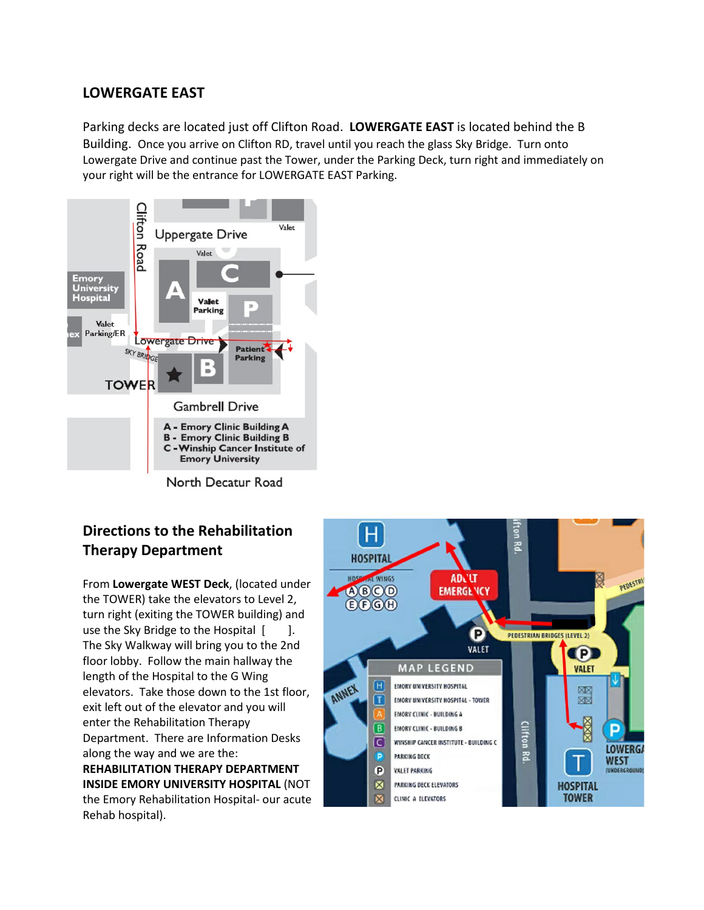## LOWERGATE EAST

Parking decks are located just off Clifton Road. **LOWERGATE EAST** is located behind the B Building. Once you arrive on Clifton RD, travel until you reach the glass Sky Bridge. Turn onto Lowergate Drive and continue past the Tower, under the Parking Deck, turn right and immediately on your right will be the entrance for LOWERGATE EAST Parking.

## Directions to the Rehabilitation Therapy Department

From **Lowergate WEST Deck**, (located under the TOWER) take the elevators to Level 2, turn right (exiting the TOWER building) and use the Sky Bridge to the Hospital [ ]. The Sky Walkway will bring you to the 2nd floor lobby. Follow the main hallway the length of the Hospital to the G Wing elevators. Take those down to the 1st floor, exit left out of the elevator and you will enter the Rehabilitation Therapy Department. There are Information Desks along the way and we are the: **REHABILITATION THERAPY DEPARTMENT INSIDE EMORY UNIVERSITY HOSPITAL** (NOT the Emory Rehabilitation Hospital- our acute Rehab hospital).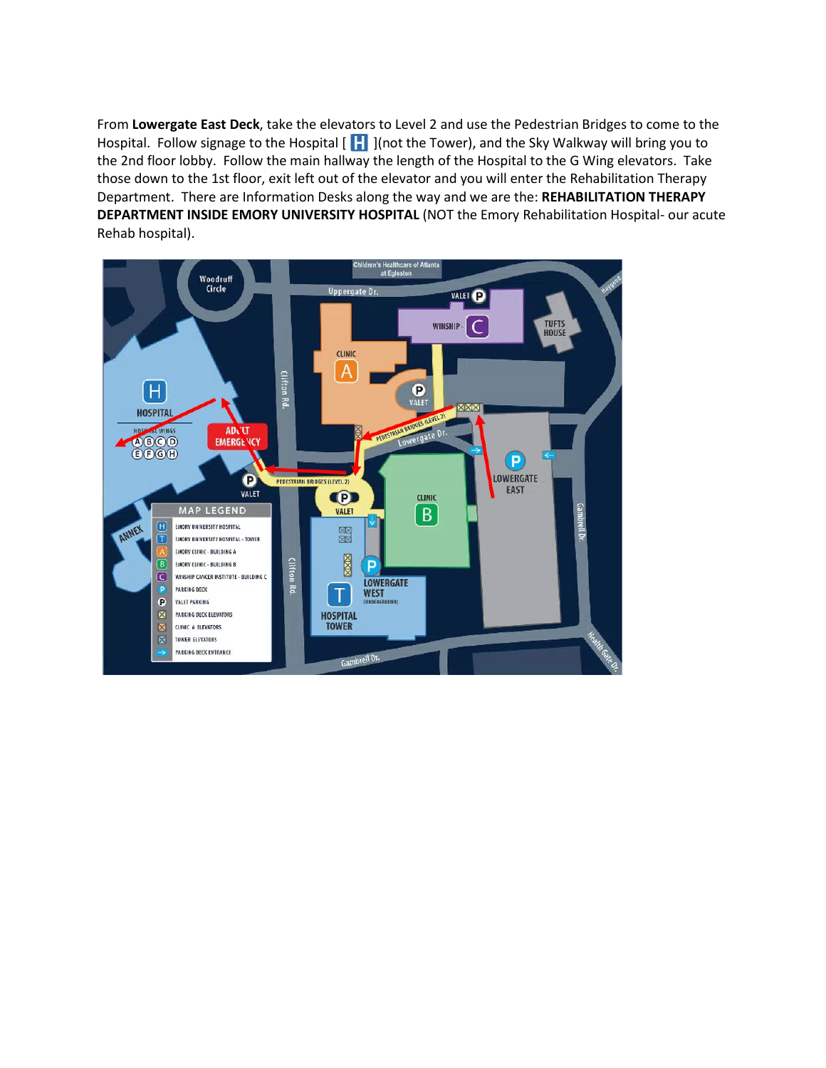From **Lowergate East Deck**, take the elevators to Level 2 and use the Pedestrian Bridges to come to the Hospital. Follow signage to the Hospital [ H ](not the Tower), and the Sky Walkway will bring you to the 2nd floor lobby. Follow the main hallway the length of the Hospital to the G Wing elevators. Take those down to the 1st floor, exit left out of the elevator and you will enter the Rehabilitation Therapy Department. There are Information Desks along the way and we are the: **REHABILITATION THERAPY DEPARTMENT INSIDE EMORY UNIVERSITY HOSPITAL** (NOT the Emory Rehabilitation Hospital- our acute Rehab hospital).

MAP LEGEND

H EMORY UNIVERSITY HOSPITAL

T EMORY UNIVERSITY HOSPITAL - TOWER

A EMORY CLINIC - BUILDING A

B EMORY CLINIC - BUILDING B

C WINSHIP CANCER INSTITUTE - BUILDING C

P PARKING DECK

P VALET PARKING

PARKING DECK ELEVATORS

CLINIC A ELEVATORS

TOWER ELEVATORS

PARKING DECK ENTRANCE